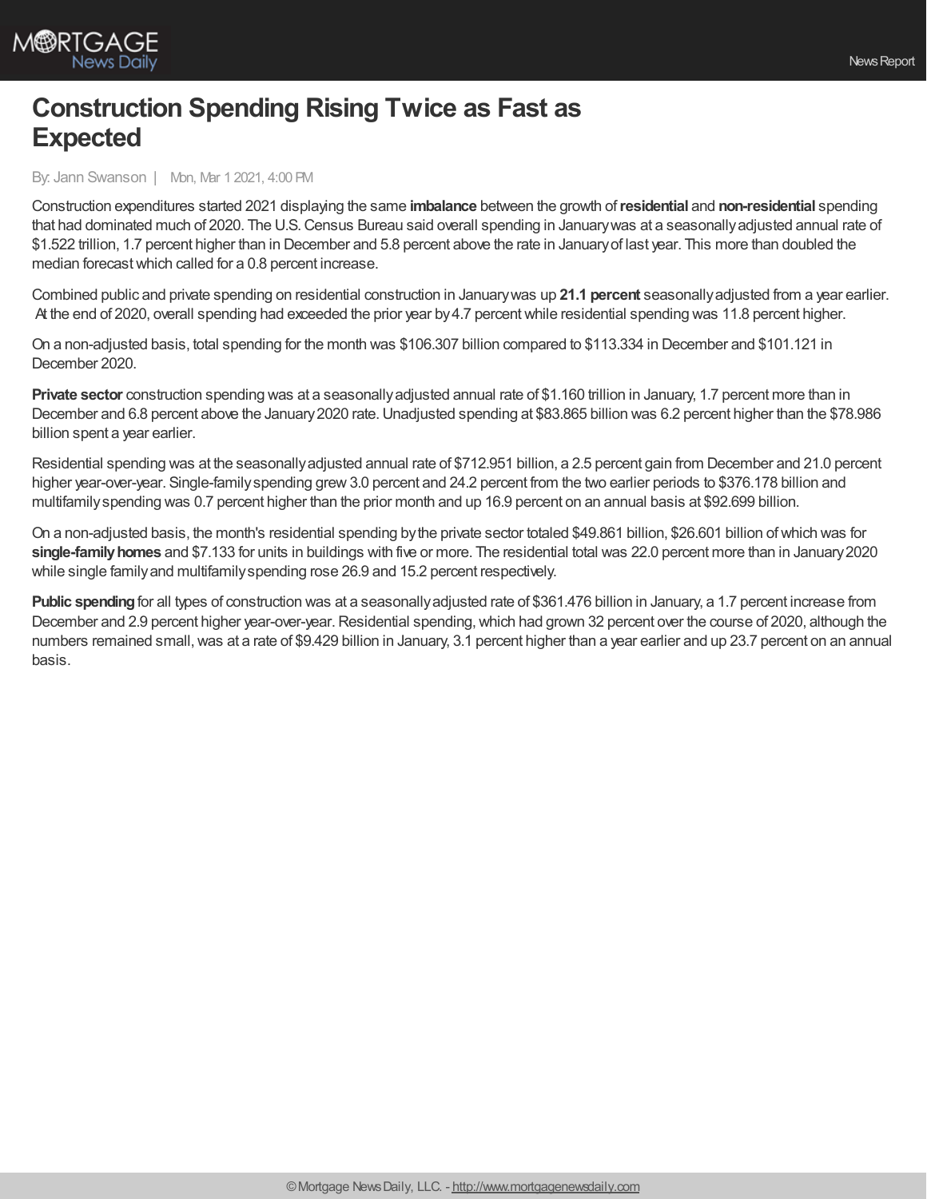# Construction Spending Rising Twice as Fast as Expected

By: Jann Swanson | Mon, Mar 1 2021, 4:00 PM

Construction expenditures started 2021 displaying the same **imbalance** between the growth of **residential** and **non-residential** spending that had dominated much of 2020. The U.S. Census Bureau said overall spending in January was at a seasonally adjusted annual rate of $1.522 trillion, 1.7 percent higher than in December and 5.8 percent above the rate in January of last year. This more than doubled the median forecast which called for a 0.8 percent increase.

Combined public and private spending on residential construction in January was up **21.1 percent** seasonally adjusted from a year earlier. At the end of 2020, overall spending had exceeded the prior year by 4.7 percent while residential spending was 11.8 percent higher.

On a non-adjusted basis, total spending for the month was $106.307 billion compared to $113.334 in December and $101.121 in December 2020.

**Private sector** construction spending was at a seasonally adjusted annual rate of $1.160 trillion in January, 1.7 percent more than in December and 6.8 percent above the January 2020 rate. Unadjusted spending at $83.865 billion was 6.2 percent higher than the $78.986 billion spent a year earlier.

Residential spending was at the seasonally adjusted annual rate of $712.951 billion, a 2.5 percent gain from December and 21.0 percent higher year-over-year. Single-family spending grew 3.0 percent and 24.2 percent from the two earlier periods to $376.178 billion and multifamily spending was 0.7 percent higher than the prior month and up 16.9 percent on an annual basis at $92.699 billion.

On a non-adjusted basis, the month's residential spending by the private sector totaled $49.861 billion, $26.601 billion of which was for **single-family homes** and $7.133 for units in buildings with five or more. The residential total was 22.0 percent more than in January 2020 while single family and multifamily spending rose 26.9 and 15.2 percent respectively.

**Public spending** for all types of construction was at a seasonally adjusted rate of $361.476 billion in January, a 1.7 percent increase from December and 2.9 percent higher year-over-year. Residential spending, which had grown 32 percent over the course of 2020, although the numbers remained small, was at a rate of $9.429 billion in January, 3.1 percent higher than a year earlier and up 23.7 percent on an annual basis.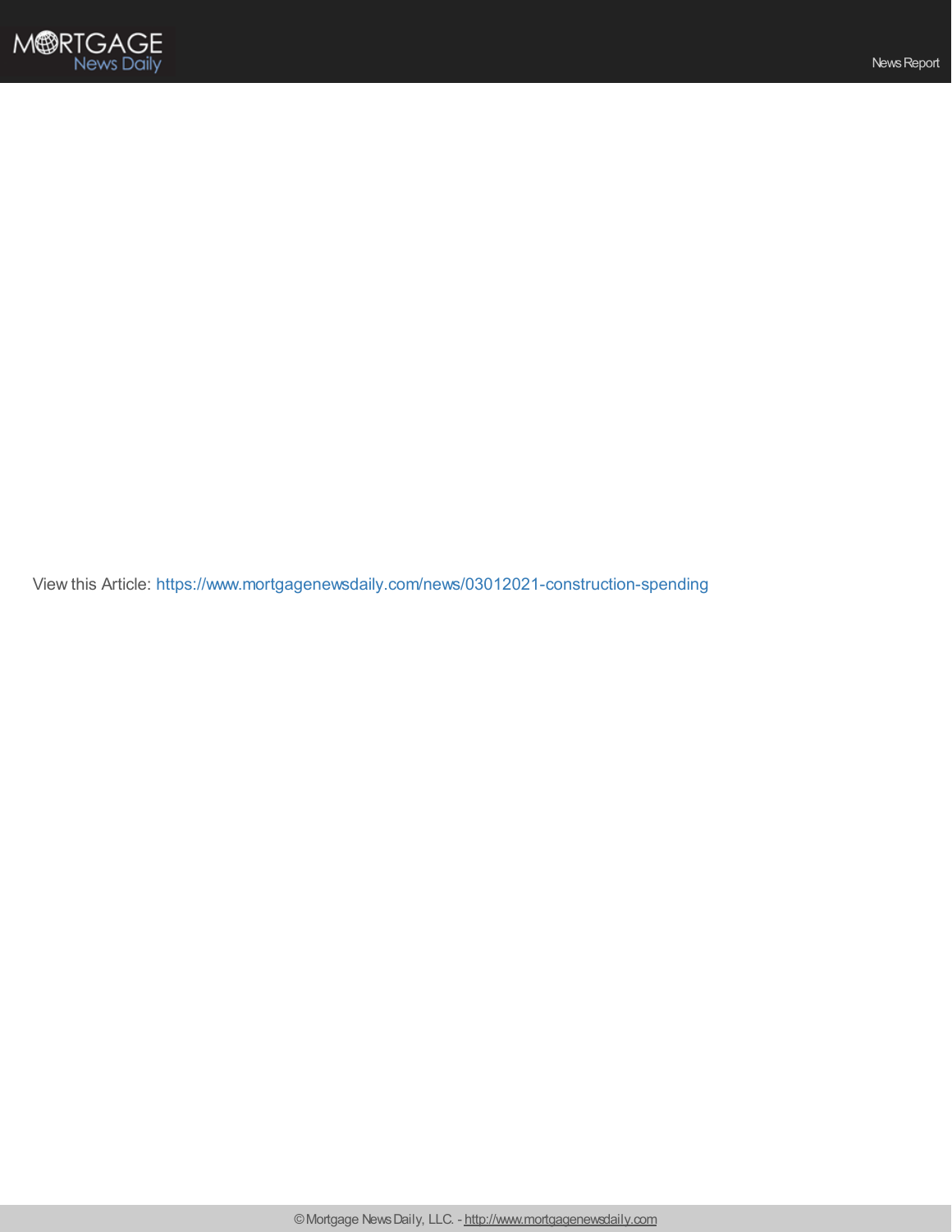View this Article: https://www.mortgagenewsdaily.com/news/03012021-construction-spending